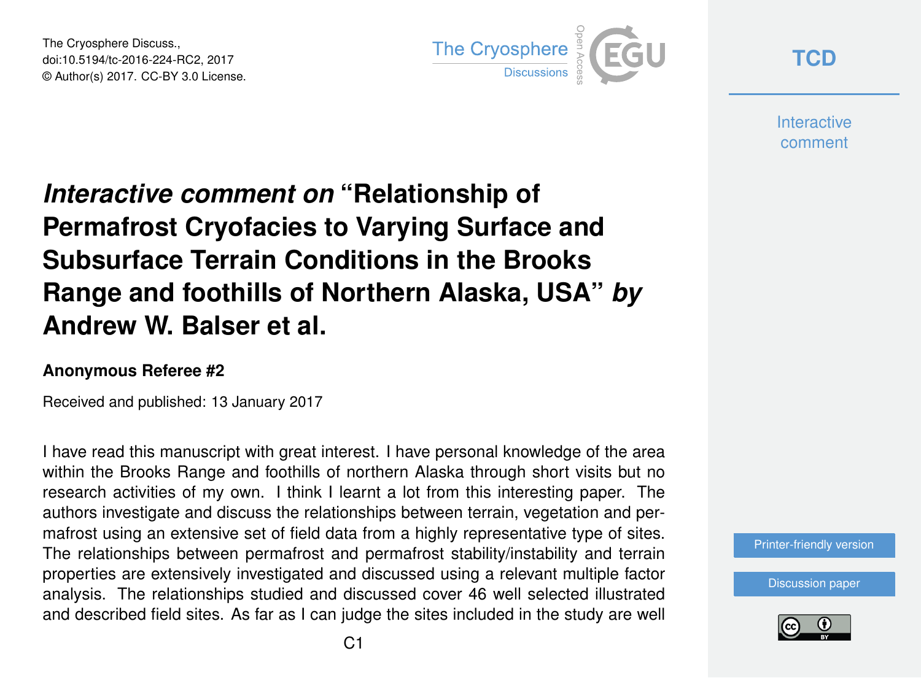The Cryosphere Discuss.,
doi:10.5194/tc-2016-224-RC2, 2017
© Author(s) 2017. CC-BY 3.0 License.

# *Interactive comment on* "Relationship of Permafrost Cryofacies to Varying Surface and Subsurface Terrain Conditions in the Brooks Range and foothills of Northern Alaska, USA" *by* Andrew W. Balser et al.

**Anonymous Referee #2**

Received and published: 13 January 2017

I have read this manuscript with great interest. I have personal knowledge of the area within the Brooks Range and foothills of northern Alaska through short visits but no research activities of my own. I think I learnt a lot from this interesting paper. The authors investigate and discuss the relationships between terrain, vegetation and permafrost using an extensive set of field data from a highly representative type of sites. The relationships between permafrost and permafrost stability/instability and terrain properties are extensively investigated and discussed using a relevant multiple factor analysis. The relationships studied and discussed cover 46 well selected illustrated and described field sites. As far as I can judge the sites included in the study are well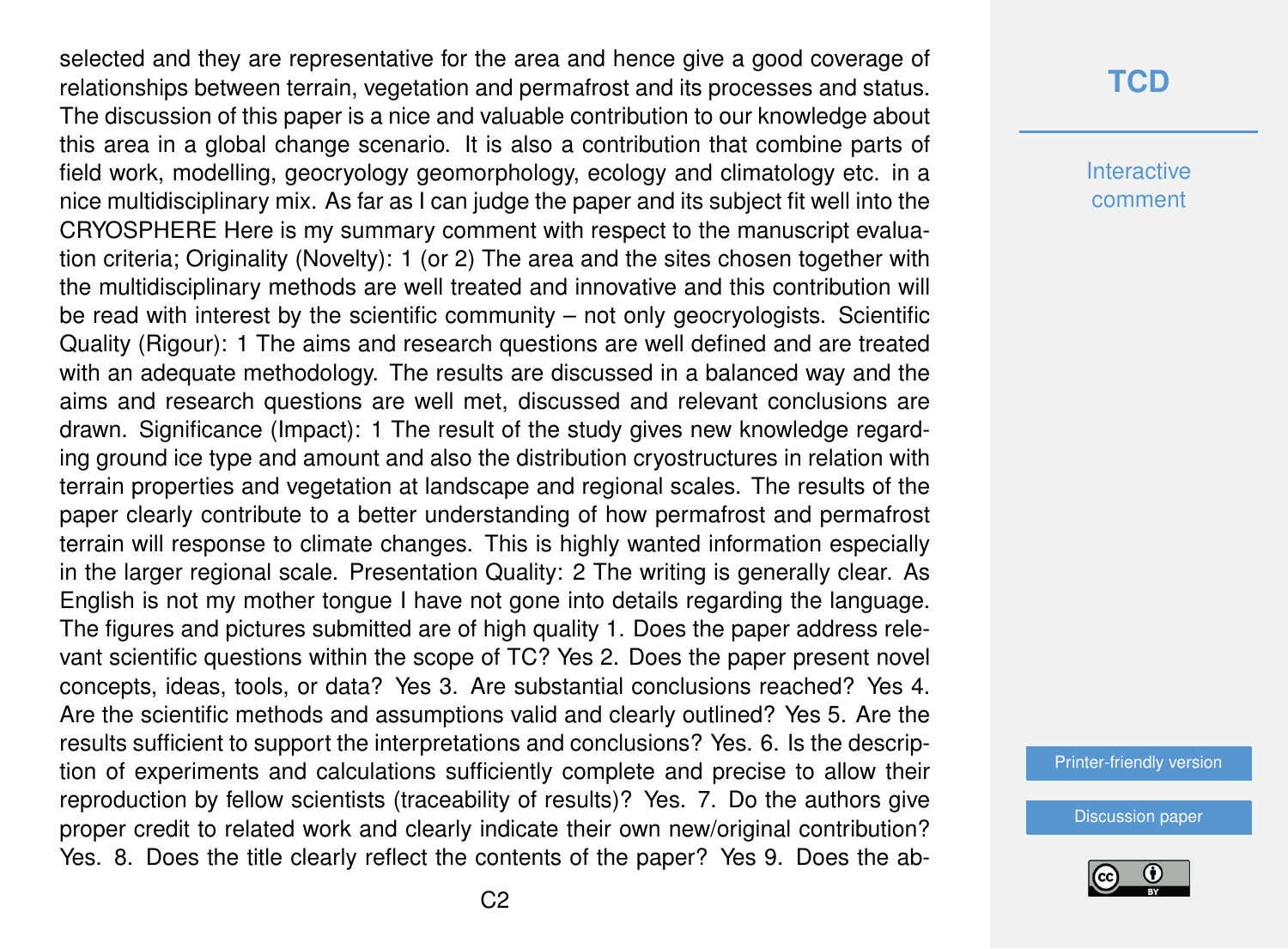selected and they are representative for the area and hence give a good coverage of relationships between terrain, vegetation and permafrost and its processes and status. The discussion of this paper is a nice and valuable contribution to our knowledge about this area in a global change scenario. It is also a contribution that combine parts of field work, modelling, geocryology geomorphology, ecology and climatology etc. in a nice multidisciplinary mix. As far as I can judge the paper and its subject fit well into the CRYOSPHERE Here is my summary comment with respect to the manuscript evaluation criteria; Originality (Novelty): 1 (or 2) The area and the sites chosen together with the multidisciplinary methods are well treated and innovative and this contribution will be read with interest by the scientific community – not only geocryologists. Scientific Quality (Rigour): 1 The aims and research questions are well defined and are treated with an adequate methodology. The results are discussed in a balanced way and the aims and research questions are well met, discussed and relevant conclusions are drawn. Significance (Impact): 1 The result of the study gives new knowledge regarding ground ice type and amount and also the distribution cryostructures in relation with terrain properties and vegetation at landscape and regional scales. The results of the paper clearly contribute to a better understanding of how permafrost and permafrost terrain will response to climate changes. This is highly wanted information especially in the larger regional scale. Presentation Quality: 2 The writing is generally clear. As English is not my mother tongue I have not gone into details regarding the language. The figures and pictures submitted are of high quality 1. Does the paper address relevant scientific questions within the scope of TC? Yes 2. Does the paper present novel concepts, ideas, tools, or data? Yes 3. Are substantial conclusions reached? Yes 4. Are the scientific methods and assumptions valid and clearly outlined? Yes 5. Are the results sufficient to support the interpretations and conclusions? Yes. 6. Is the description of experiments and calculations sufficiently complete and precise to allow their reproduction by fellow scientists (traceability of results)? Yes. 7. Do the authors give proper credit to related work and clearly indicate their own new/original contribution? Yes. 8. Does the title clearly reflect the contents of the paper? Yes 9. Does the ab-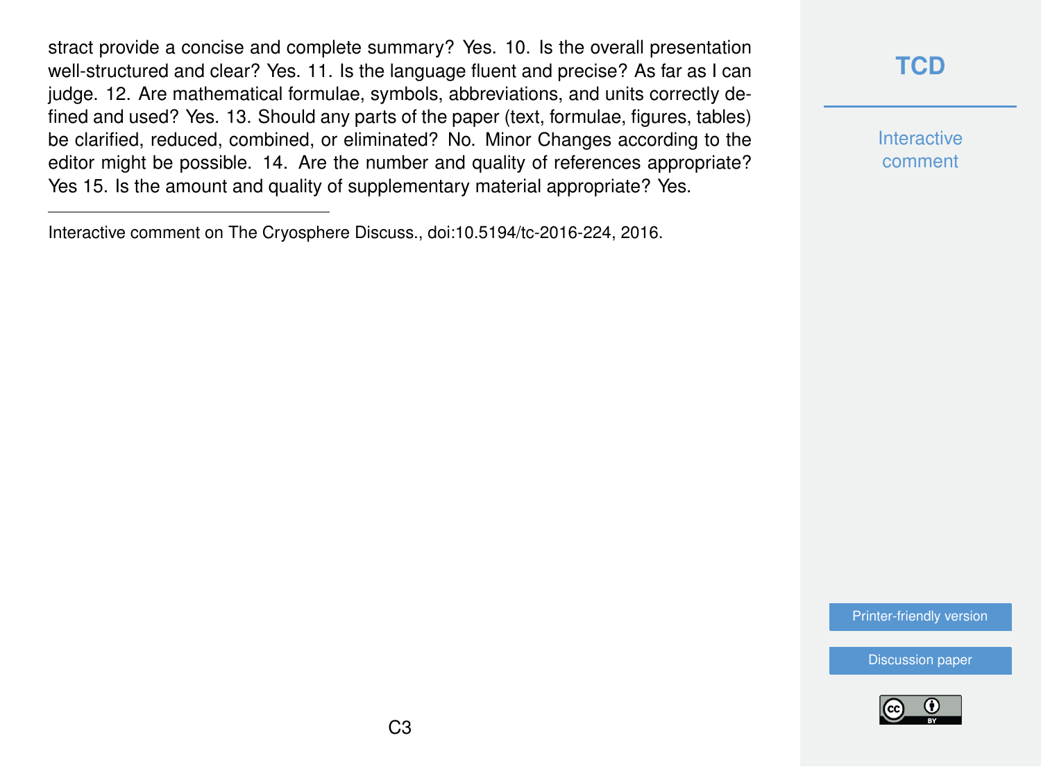stract provide a concise and complete summary? Yes. 10. Is the overall presentation well-structured and clear? Yes. 11. Is the language fluent and precise? As far as I can judge. 12. Are mathematical formulae, symbols, abbreviations, and units correctly defined and used? Yes. 13. Should any parts of the paper (text, formulae, figures, tables) be clarified, reduced, combined, or eliminated? No. Minor Changes according to the editor might be possible. 14. Are the number and quality of references appropriate? Yes 15. Is the amount and quality of supplementary material appropriate? Yes.

---

Interactive comment on The Cryosphere Discuss., doi:10.5194/tc-2016-224, 2016.